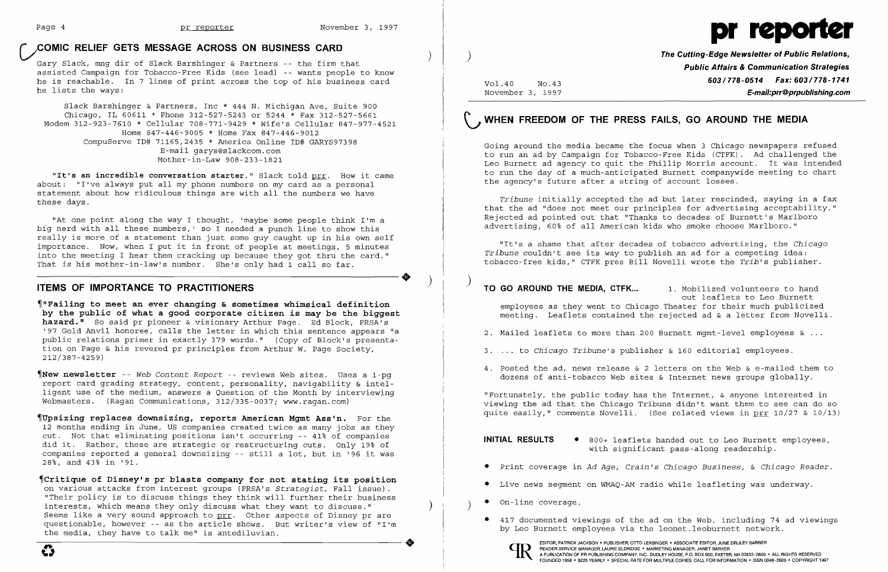## COMIC RELIEF GETS MESSAGE ACROSS ON BUSINESS CARD

Gary Slack, mng dir of Slack Barshinger & Partners -- the firm that assisted Campaign for Tobacco-Free Kids (see lead) -- wants people to know he is reachable. In 7 lines of print across the top of his business card he lists the ways:

Slack Barshinger & Partners, Inc * 444 N. Michigan Ave, Suite 900
Chicago, IL 60611 * Phone 312-527-5243 or 5244 * Fax 312-527-5661
Modem 312-923-7610 * Cellular 708-771-9429 * Wife's Cellular 847-977-4521
Home 847-446-9005 * Home Fax 847-446-9012
CompuServe ID# 71165,2435 * America Online ID# GARYS97398
E-mail garys@slackcom.com
Mother-in-Law 908-233-1821

**"It's an incredible conversation starter,"** Slack told prr. How it came about: "I've always put all my phone numbers on my card as a personal statement about how ridiculous things are with all the numbers we have these days.

"At one point along the way I thought, 'maybe some people think I'm a big nerd with all these numbers,' so I needed a punch line to show this really is more of a statement than just some guy caught up in his own self importance. Now, when I put it in front of people at meetings, 5 minutes into the meeting I hear them cracking up because they got thru the card." That *is* his mother-in-law's number. She's only had 1 call so far.

## ITEMS OF IMPORTANCE TO PRACTITIONERS

¶**"Failing to meet an ever changing & sometimes whimsical definition by the public of what a good corporate citizen is may be the biggest hazard."** So said pr pioneer & visionary Arthur Page. Ed Block, PRSA's '97 Gold Anvil honoree, calls the letter in which this sentence appears "a public relations primer in exactly 379 words." (Copy of Block's presentation on Page & his revered pr principles from Arthur W. Page Society, 212/387-4259)

¶**New newsletter** -- *Web Content Report* -- reviews Web sites. Uses a 1-pg report card grading strategy, content, personality, navigability & intelligent use of the medium, answers a Question of the Month by interviewing Webmasters. (Ragan Communications, 312/335-0037; www.ragan.com)

¶**Upsizing replaces downsizing, reports American Mgmt Ass'n.** For the 12 months ending in June, US companies created twice as many jobs as they cut. Not that eliminating positions isn't occurring -- 41% of companies did it. Rather, these are strategic or restructuring cuts. Only 19% of companies reported a general downsizing -- still a lot, but in '96 it was 28%, and 43% in '91.

¶**Critique of Disney's pr blasts company for not stating its position** on various attacks from interest groups (PRSA's *Strategist*, Fall issue). "Their policy is to discuss things they think will further their business interests, which means they only discuss what they want to discuss." Seems like a very sound approach to prr. Other aspects of Disney pr are questionable, however -- as the article shows. But writer's view of "I'm the media, they have to talk me" is antediluvian.

# pr reporter

**The Cutting-Edge Newsletter of Public Relations, Public Affairs & Communication Strategies**
**603/778-0514 Fax: 603/778-1741**
**E-mail:prr@prpublishing.com**

Vol.40 No.43
November 3, 1997

## WHEN FREEDOM OF THE PRESS FAILS, GO AROUND THE MEDIA

Going around the media became the focus when 3 Chicago newspapers refused to run an ad by Campaign for Tobacco-Free Kids (CTFK). Ad challenged the Leo Burnett ad agency to quit the Phillip Morris account. It was intended to run the day of a much-anticipated Burnett companywide meeting to chart the agency's future after a string of account losses.

*Tribune* initially accepted the ad but later rescinded, saying in a fax that the ad "does not meet our principles for advertising acceptability." Rejected ad pointed out that "Thanks to decades of Burnett's Marlboro advertising, 60% of all American kids who smoke choose Marlboro."

"It's a shame that after decades of tobacco advertising, the *Chicago Tribune* couldn't see its way to publish an ad for a competing idea: tobacco-free kids," CTFK pres Bill Novelli wrote the *Trib*'s publisher.

**TO GO AROUND THE MEDIA, CTFK...**

1. Mobilized volunteers to hand out leaflets to Leo Burnett employees as they went to Chicago Theater for their much publicized meeting. Leaflets contained the rejected ad & a letter from Novelli.
2. Mailed leaflets to more than 200 Burnett mgmt-level employees & ...
3. ... to *Chicago Tribune*'s publisher & 160 editorial employees.
4. Posted the ad, news release & 2 letters on the Web & e-mailed them to dozens of anti-tobacco Web sites & Internet news groups globally.

"Fortunately, the public today has the Internet, & anyone interested in viewing the ad that the Chicago Tribune didn't want them to see can do so quite easily," comments Novelli. (See related views in prr 10/27 & 10/13)

**INITIAL RESULTS**

- 800+ leaflets handed out to Leo Burnett employees, with significant pass-along readership.
- Print coverage in *Ad Age*, *Crain's Chicago Business*, & *Chicago Reader*.
- Live news segment on WMAQ-AM radio while leafleting was underway.
- On-line coverage.
- 417 documented viewings of the ad on the Web, including 74 ad viewings by Leo Burnett employees via the leonet.leoburnett network.

EDITOR, PATRICK JACKSON • PUBLISHER, OTTO LERBINGER • ASSOCIATE EDITOR, JUNE DRULEY BARBER
READER SERVICE MANAGER, LAURIE ELDRIDGE • MARKETING MANAGER, JANET BARKER
A PUBLICATION OF PR PUBLISHING COMPANY, INC., DUDLEY HOUSE, P.O. BOX 600, EXETER, NH 03833-0600 • ALL RIGHTS RESERVED
FOUNDED 1958 • $225 YEARLY • SPECIAL RATE FOR MULTIPLE COPIES: CALL FOR INFORMATION • ISSN 0048-2609 • COPYRIGHT 1997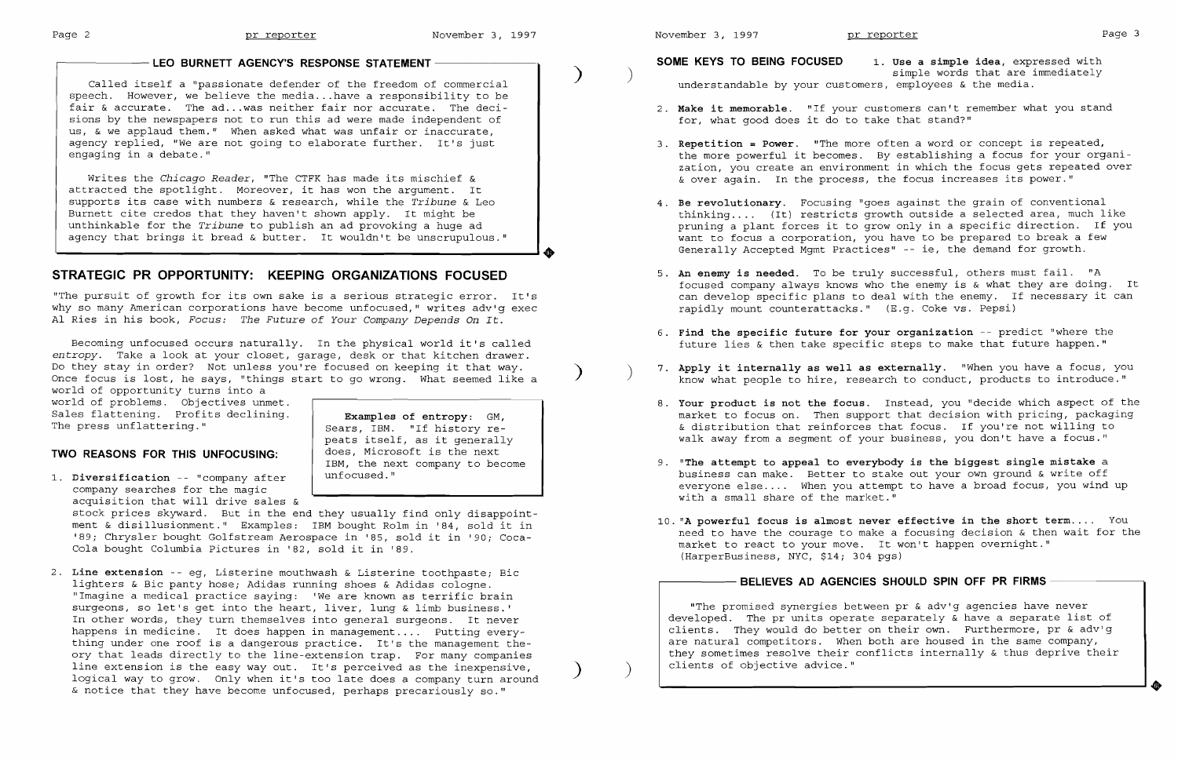## LEO BURNETT AGENCY'S RESPONSE STATEMENT

Called itself a "passionate defender of the freedom of commercial speech. However, we believe the media...have a responsibility to be fair & accurate. The ad...was neither fair nor accurate. The decisions by the newspapers not to run this ad were made independent of us, & we applaud them." When asked what was unfair or inaccurate, agency replied, "We are not going to elaborate further. It's just engaging in a debate."

Writes the *Chicago Reader*, "The CTFK has made its mischief & attracted the spotlight. Moreover, it has won the argument. It supports its case with numbers & research, while the *Tribune* & Leo Burnett cite credos that they haven't shown apply. It might be unthinkable for the *Tribune* to publish an ad provoking a huge ad agency that brings it bread & butter. It wouldn't be unscrupulous."

## STRATEGIC PR OPPORTUNITY: KEEPING ORGANIZATIONS FOCUSED

"The pursuit of growth for its own sake is a serious strategic error. It's why so many American corporations have become unfocused," writes adv'g exec Al Ries in his book, *Focus: The Future of Your Company Depends On It*.

Becoming unfocused occurs naturally. In the physical world it's called *entropy*. Take a look at your closet, garage, desk or that kitchen drawer. Do they stay in order? Not unless you're focused on keeping it that way. Once focus is lost, he says, "things start to go wrong. What seemed like a world of opportunity turns into a world of problems. Objectives unmet. Sales flattening. Profits declining. The press unflattering."

> **Examples of entropy**: GM, Sears, IBM. "If history repeats itself, as it generally does, Microsoft is the next IBM, the next company to become unfocused."

### TWO REASONS FOR THIS UNFOCUSING:

1. **Diversification** -- "company after company searches for the magic acquisition that will drive sales & stock prices skyward. But in the end they usually find only disappointment & disillusionment." Examples: IBM bought Rolm in '84, sold it in '89; Chrysler bought Golfstream Aerospace in '85, sold it in '90; Coca-Cola bought Columbia Pictures in '82, sold it in '89.

2. **Line extension** -- eg, Listerine mouthwash & Listerine toothpaste; Bic lighters & Bic panty hose; Adidas running shoes & Adidas cologne. "Imagine a medical practice saying: 'We are known as terrific brain surgeons, so let's get into the heart, liver, lung & limb business.' In other words, they turn themselves into general surgeons. It never happens in medicine. It does happen in management.... Putting everything under one roof is a dangerous practice. It's the management theory that leads directly to the line-extension trap. For many companies line extension is the easy way out. It's perceived as the inexpensive, logical way to grow. Only when it's too late does a company turn around & notice that they have become unfocused, perhaps precariously so."

### SOME KEYS TO BEING FOCUSED

1. **Use a simple idea**, expressed with simple words that are immediately understandable by your customers, employees & the media.

2. **Make it memorable**. "If your customers can't remember what you stand for, what good does it do to take that stand?"

3. **Repetition = Power**. "The more often a word or concept is repeated, the more powerful it becomes. By establishing a focus for your organization, you create an environment in which the focus gets repeated over & over again. In the process, the focus increases its power."

4. **Be revolutionary**. Focusing "goes against the grain of conventional thinking.... (It) restricts growth outside a selected area, much like pruning a plant forces it to grow only in a specific direction. If you want to focus a corporation, you have to be prepared to break a few Generally Accepted Mgmt Practices" -- ie, the demand for growth.

5. **An enemy is needed**. To be truly successful, others must fail. "A focused company always knows who the enemy is & what they are doing. It can develop specific plans to deal with the enemy. If necessary it can rapidly mount counterattacks." (E.g. Coke vs. Pepsi)

6. **Find the specific future for your organization** -- predict "where the future lies & then take specific steps to make that future happen."

7. **Apply it internally as well as externally**. "When you have a focus, you know what people to hire, research to conduct, products to introduce."

8. **Your product is not the focus**. Instead, you "decide which aspect of the market to focus on. Then support that decision with pricing, packaging & distribution that reinforces that focus. If you're not willing to walk away from a segment of your business, you don't have a focus."

9. **"The attempt to appeal to everybody is the biggest single mistake** a business can make. Better to stake out your own ground & write off everyone else.... When you attempt to have a broad focus, you wind up with a small share of the market."

10. **"A powerful focus is almost never effective in the short term**.... You need to have the courage to make a focusing decision & then wait for the market to react to your move. It won't happen overnight." (HarperBusiness, NYC, $14; 304 pgs)

### BELIEVES AD AGENCIES SHOULD SPIN OFF PR FIRMS

"The promised synergies between pr & adv'g agencies have never developed. The pr units operate separately & have a separate list of clients. They would do better on their own. Furthermore, pr & adv'g are natural competitors. When both are housed in the same company, they sometimes resolve their conflicts internally & thus deprive their clients of objective advice."